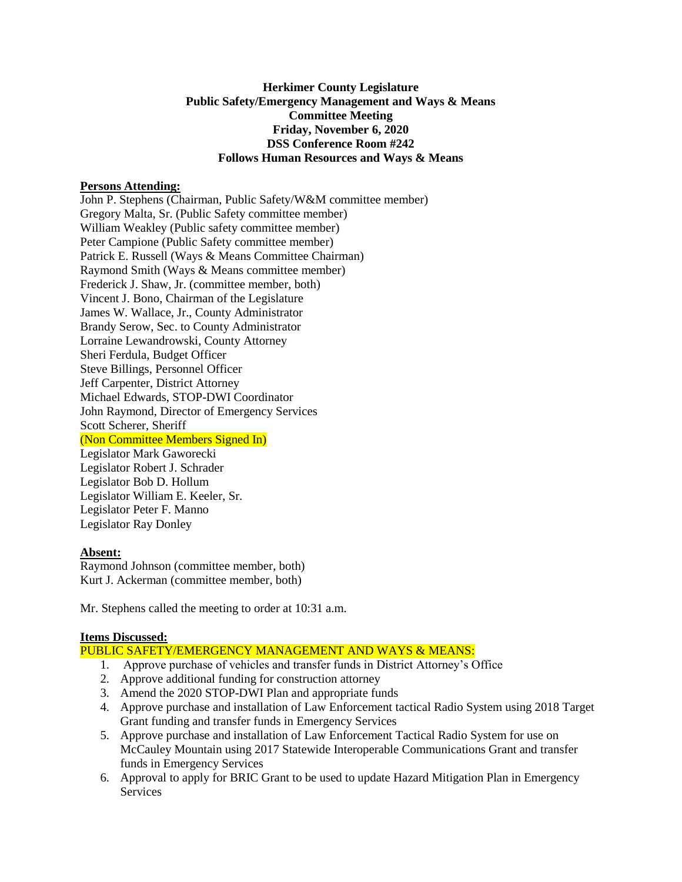**Herkimer County Legislature**
**Public Safety/Emergency Management and Ways & Means**
**Committee Meeting**
**Friday, November 6, 2020**
**DSS Conference Room #242**
**Follows Human Resources and Ways & Means**

**Persons Attending:**

John P. Stephens (Chairman, Public Safety/W&M committee member)
Gregory Malta, Sr. (Public Safety committee member)
William Weakley (Public safety committee member)
Peter Campione (Public Safety committee member)
Patrick E. Russell (Ways & Means Committee Chairman)
Raymond Smith (Ways & Means committee member)
Frederick J. Shaw, Jr. (committee member, both)
Vincent J. Bono, Chairman of the Legislature
James W. Wallace, Jr., County Administrator
Brandy Serow, Sec. to County Administrator
Lorraine Lewandrowski, County Attorney
Sheri Ferdula, Budget Officer
Steve Billings, Personnel Officer
Jeff Carpenter, District Attorney
Michael Edwards, STOP-DWI Coordinator
John Raymond, Director of Emergency Services
Scott Scherer, Sheriff
(Non Committee Members Signed In)
Legislator Mark Gaworecki
Legislator Robert J. Schrader
Legislator Bob D. Hollum
Legislator William E. Keeler, Sr.
Legislator Peter F. Manno
Legislator Ray Donley

**Absent:**

Raymond Johnson (committee member, both)
Kurt J. Ackerman (committee member, both)

Mr. Stephens called the meeting to order at 10:31 a.m.

**Items Discussed:**

PUBLIC SAFETY/EMERGENCY MANAGEMENT AND WAYS & MEANS:

1. Approve purchase of vehicles and transfer funds in District Attorney's Office
2. Approve additional funding for construction attorney
3. Amend the 2020 STOP-DWI Plan and appropriate funds
4. Approve purchase and installation of Law Enforcement tactical Radio System using 2018 Target Grant funding and transfer funds in Emergency Services
5. Approve purchase and installation of Law Enforcement Tactical Radio System for use on McCauley Mountain using 2017 Statewide Interoperable Communications Grant and transfer funds in Emergency Services
6. Approval to apply for BRIC Grant to be used to update Hazard Mitigation Plan in Emergency Services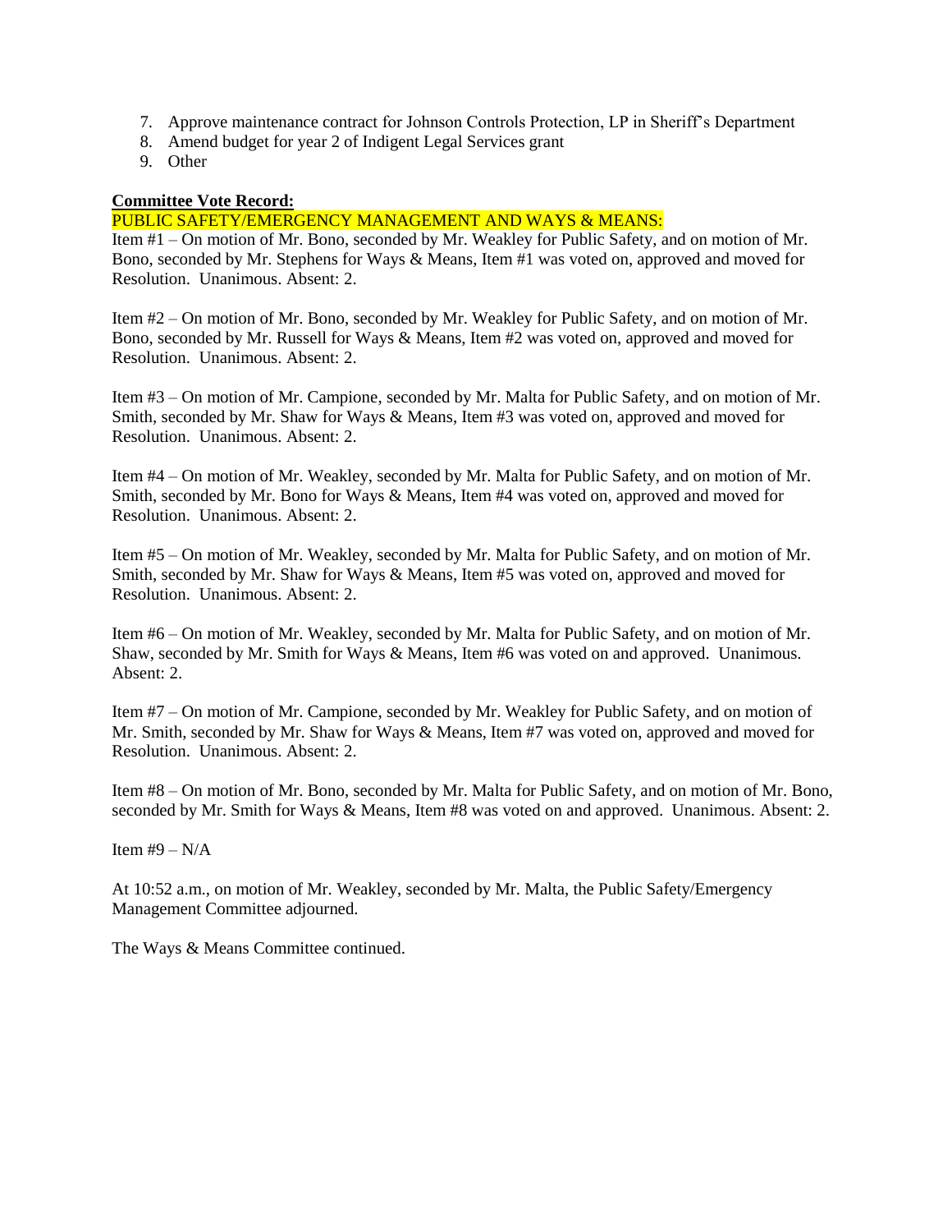7. Approve maintenance contract for Johnson Controls Protection, LP in Sheriff's Department
8. Amend budget for year 2 of Indigent Legal Services grant
9. Other

**Committee Vote Record:**

PUBLIC SAFETY/EMERGENCY MANAGEMENT AND WAYS & MEANS:

Item #1 – On motion of Mr. Bono, seconded by Mr. Weakley for Public Safety, and on motion of Mr. Bono, seconded by Mr. Stephens for Ways & Means, Item #1 was voted on, approved and moved for Resolution. Unanimous. Absent: 2.

Item #2 – On motion of Mr. Bono, seconded by Mr. Weakley for Public Safety, and on motion of Mr. Bono, seconded by Mr. Russell for Ways & Means, Item #2 was voted on, approved and moved for Resolution. Unanimous. Absent: 2.

Item #3 – On motion of Mr. Campione, seconded by Mr. Malta for Public Safety, and on motion of Mr. Smith, seconded by Mr. Shaw for Ways & Means, Item #3 was voted on, approved and moved for Resolution. Unanimous. Absent: 2.

Item #4 – On motion of Mr. Weakley, seconded by Mr. Malta for Public Safety, and on motion of Mr. Smith, seconded by Mr. Bono for Ways & Means, Item #4 was voted on, approved and moved for Resolution. Unanimous. Absent: 2.

Item #5 – On motion of Mr. Weakley, seconded by Mr. Malta for Public Safety, and on motion of Mr. Smith, seconded by Mr. Shaw for Ways & Means, Item #5 was voted on, approved and moved for Resolution. Unanimous. Absent: 2.

Item #6 – On motion of Mr. Weakley, seconded by Mr. Malta for Public Safety, and on motion of Mr. Shaw, seconded by Mr. Smith for Ways & Means, Item #6 was voted on and approved. Unanimous. Absent: 2.

Item #7 – On motion of Mr. Campione, seconded by Mr. Weakley for Public Safety, and on motion of Mr. Smith, seconded by Mr. Shaw for Ways & Means, Item #7 was voted on, approved and moved for Resolution. Unanimous. Absent: 2.

Item #8 – On motion of Mr. Bono, seconded by Mr. Malta for Public Safety, and on motion of Mr. Bono, seconded by Mr. Smith for Ways & Means, Item #8 was voted on and approved. Unanimous. Absent: 2.

Item #9 – N/A

At 10:52 a.m., on motion of Mr. Weakley, seconded by Mr. Malta, the Public Safety/Emergency Management Committee adjourned.

The Ways & Means Committee continued.